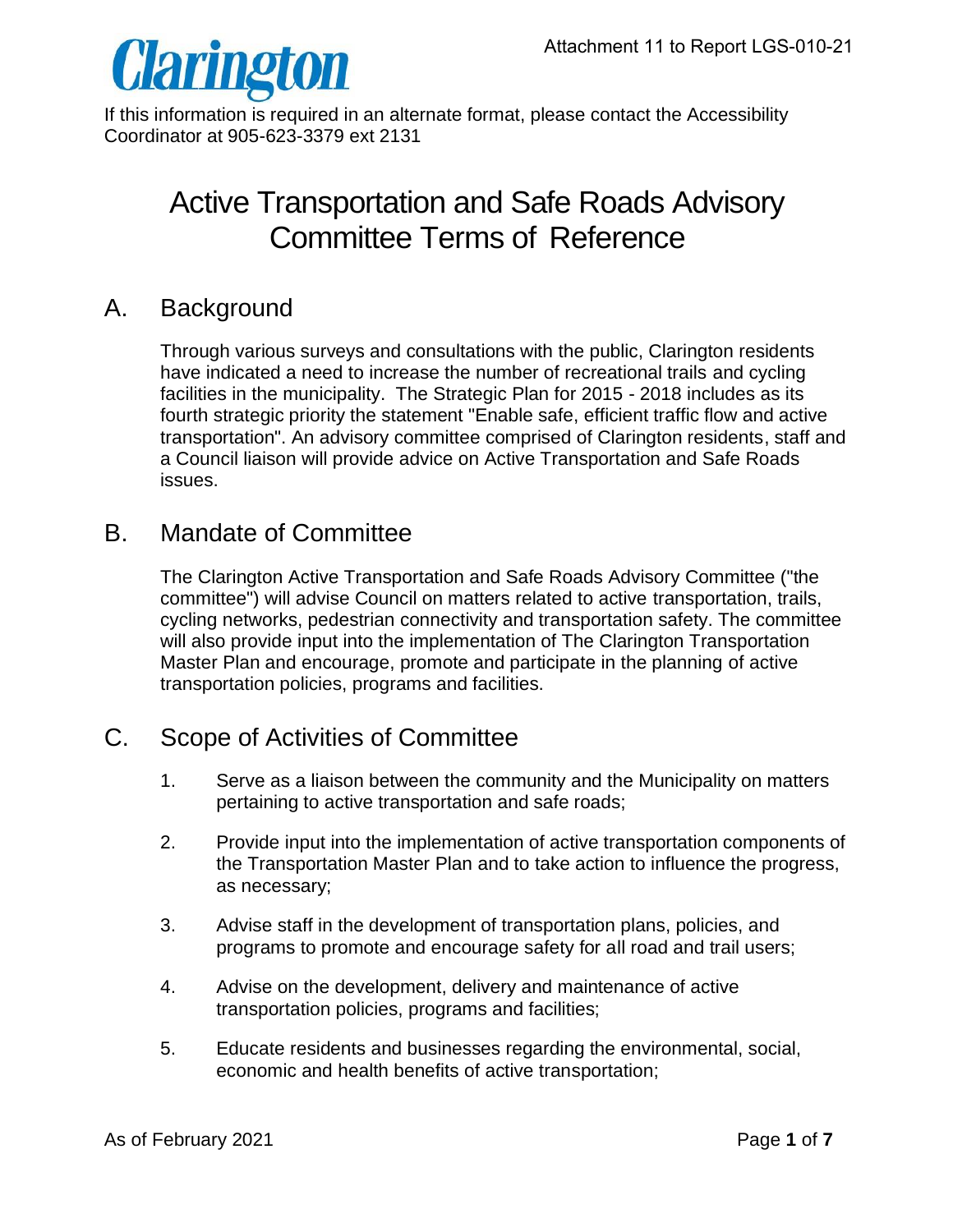Clarington

Attachment 11 to Report LGS-010-21

If this information is required in an alternate format, please contact the Accessibility Coordinator at 905-623-3379 ext 2131

# Active Transportation and Safe Roads Advisory Committee Terms of Reference

## A. Background

Through various surveys and consultations with the public, Clarington residents have indicated a need to increase the number of recreational trails and cycling facilities in the municipality. The Strategic Plan for 2015 - 2018 includes as its fourth strategic priority the statement "Enable safe, efficient traffic flow and active transportation". An advisory committee comprised of Clarington residents, staff and a Council liaison will provide advice on Active Transportation and Safe Roads issues.

## B. Mandate of Committee

The Clarington Active Transportation and Safe Roads Advisory Committee ("the committee") will advise Council on matters related to active transportation, trails, cycling networks, pedestrian connectivity and transportation safety. The committee will also provide input into the implementation of The Clarington Transportation Master Plan and encourage, promote and participate in the planning of active transportation policies, programs and facilities.

## C. Scope of Activities of Committee

1. Serve as a liaison between the community and the Municipality on matters pertaining to active transportation and safe roads;
2. Provide input into the implementation of active transportation components of the Transportation Master Plan and to take action to influence the progress, as necessary;
3. Advise staff in the development of transportation plans, policies, and programs to promote and encourage safety for all road and trail users;
4. Advise on the development, delivery and maintenance of active transportation policies, programs and facilities;
5. Educate residents and businesses regarding the environmental, social, economic and health benefits of active transportation;

As of February 2021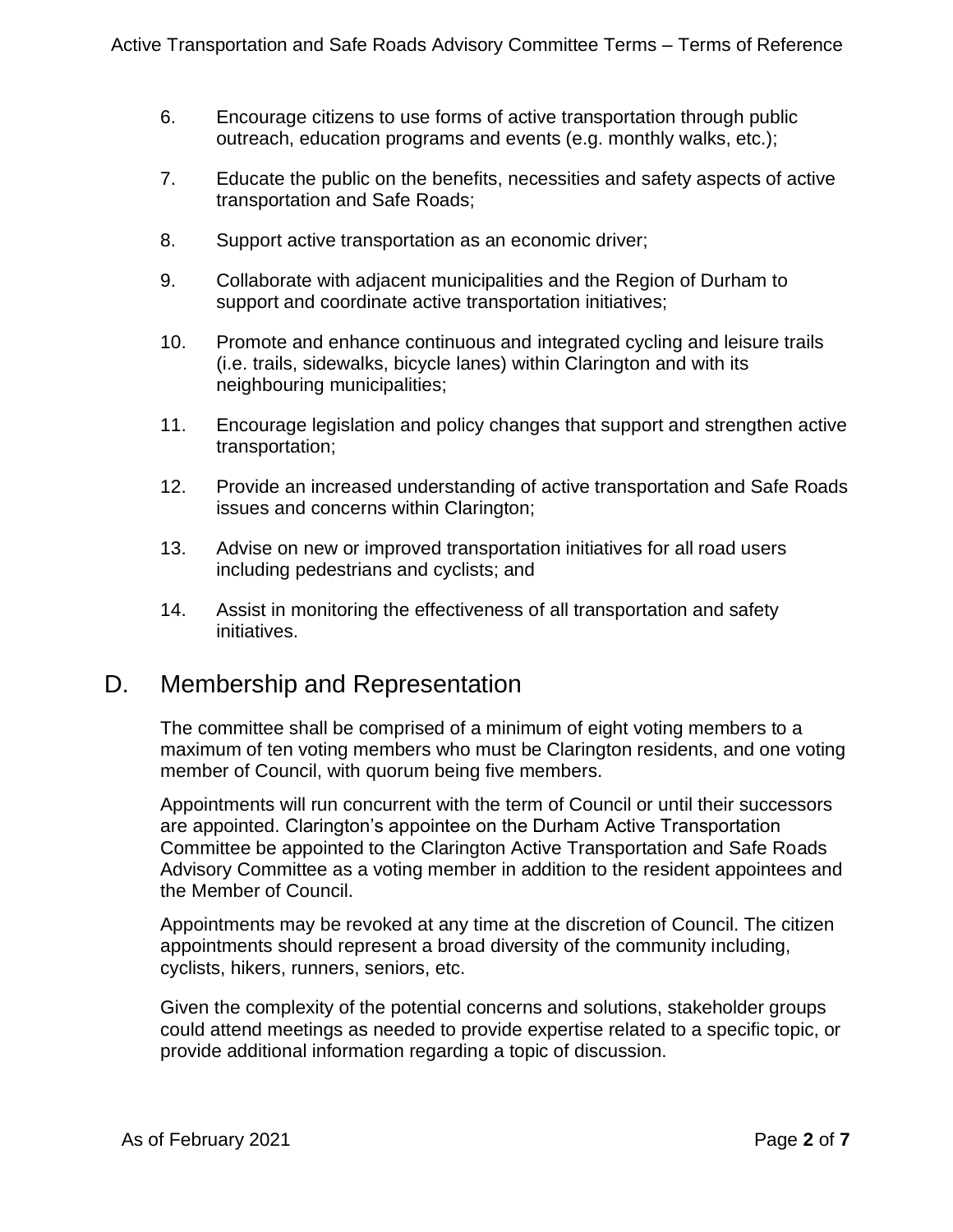6. Encourage citizens to use forms of active transportation through public outreach, education programs and events (e.g. monthly walks, etc.);

7. Educate the public on the benefits, necessities and safety aspects of active transportation and Safe Roads;

8. Support active transportation as an economic driver;

9. Collaborate with adjacent municipalities and the Region of Durham to support and coordinate active transportation initiatives;

10. Promote and enhance continuous and integrated cycling and leisure trails (i.e. trails, sidewalks, bicycle lanes) within Clarington and with its neighbouring municipalities;

11. Encourage legislation and policy changes that support and strengthen active transportation;

12. Provide an increased understanding of active transportation and Safe Roads issues and concerns within Clarington;

13. Advise on new or improved transportation initiatives for all road users including pedestrians and cyclists; and

14. Assist in monitoring the effectiveness of all transportation and safety initiatives.

## D. Membership and Representation

The committee shall be comprised of a minimum of eight voting members to a maximum of ten voting members who must be Clarington residents, and one voting member of Council, with quorum being five members.

Appointments will run concurrent with the term of Council or until their successors are appointed. Clarington's appointee on the Durham Active Transportation Committee be appointed to the Clarington Active Transportation and Safe Roads Advisory Committee as a voting member in addition to the resident appointees and the Member of Council.

Appointments may be revoked at any time at the discretion of Council. The citizen appointments should represent a broad diversity of the community including, cyclists, hikers, runners, seniors, etc.

Given the complexity of the potential concerns and solutions, stakeholder groups could attend meetings as needed to provide expertise related to a specific topic, or provide additional information regarding a topic of discussion.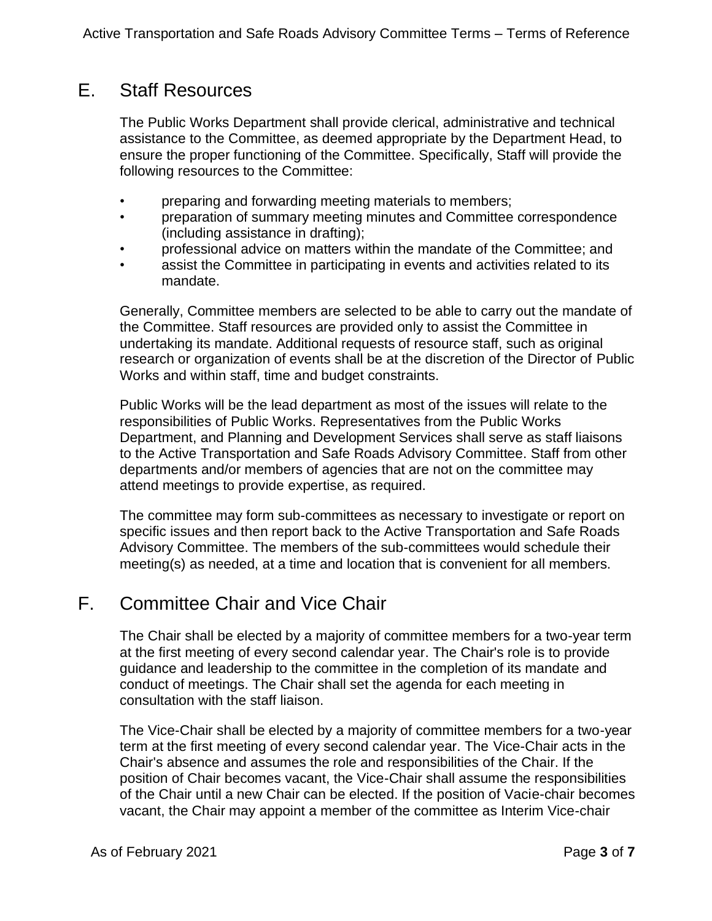## E. Staff Resources

The Public Works Department shall provide clerical, administrative and technical assistance to the Committee, as deemed appropriate by the Department Head, to ensure the proper functioning of the Committee. Specifically, Staff will provide the following resources to the Committee:

- preparing and forwarding meeting materials to members;
- preparation of summary meeting minutes and Committee correspondence (including assistance in drafting);
- professional advice on matters within the mandate of the Committee; and
- assist the Committee in participating in events and activities related to its mandate.

Generally, Committee members are selected to be able to carry out the mandate of the Committee. Staff resources are provided only to assist the Committee in undertaking its mandate. Additional requests of resource staff, such as original research or organization of events shall be at the discretion of the Director of Public Works and within staff, time and budget constraints.

Public Works will be the lead department as most of the issues will relate to the responsibilities of Public Works. Representatives from the Public Works Department, and Planning and Development Services shall serve as staff liaisons to the Active Transportation and Safe Roads Advisory Committee. Staff from other departments and/or members of agencies that are not on the committee may attend meetings to provide expertise, as required.

The committee may form sub-committees as necessary to investigate or report on specific issues and then report back to the Active Transportation and Safe Roads Advisory Committee. The members of the sub-committees would schedule their meeting(s) as needed, at a time and location that is convenient for all members.

## F. Committee Chair and Vice Chair

The Chair shall be elected by a majority of committee members for a two-year term at the first meeting of every second calendar year. The Chair's role is to provide guidance and leadership to the committee in the completion of its mandate and conduct of meetings. The Chair shall set the agenda for each meeting in consultation with the staff liaison.

The Vice-Chair shall be elected by a majority of committee members for a two-year term at the first meeting of every second calendar year. The Vice-Chair acts in the Chair's absence and assumes the role and responsibilities of the Chair. If the position of Chair becomes vacant, the Vice-Chair shall assume the responsibilities of the Chair until a new Chair can be elected. If the position of Vacie-chair becomes vacant, the Chair may appoint a member of the committee as Interim Vice-chair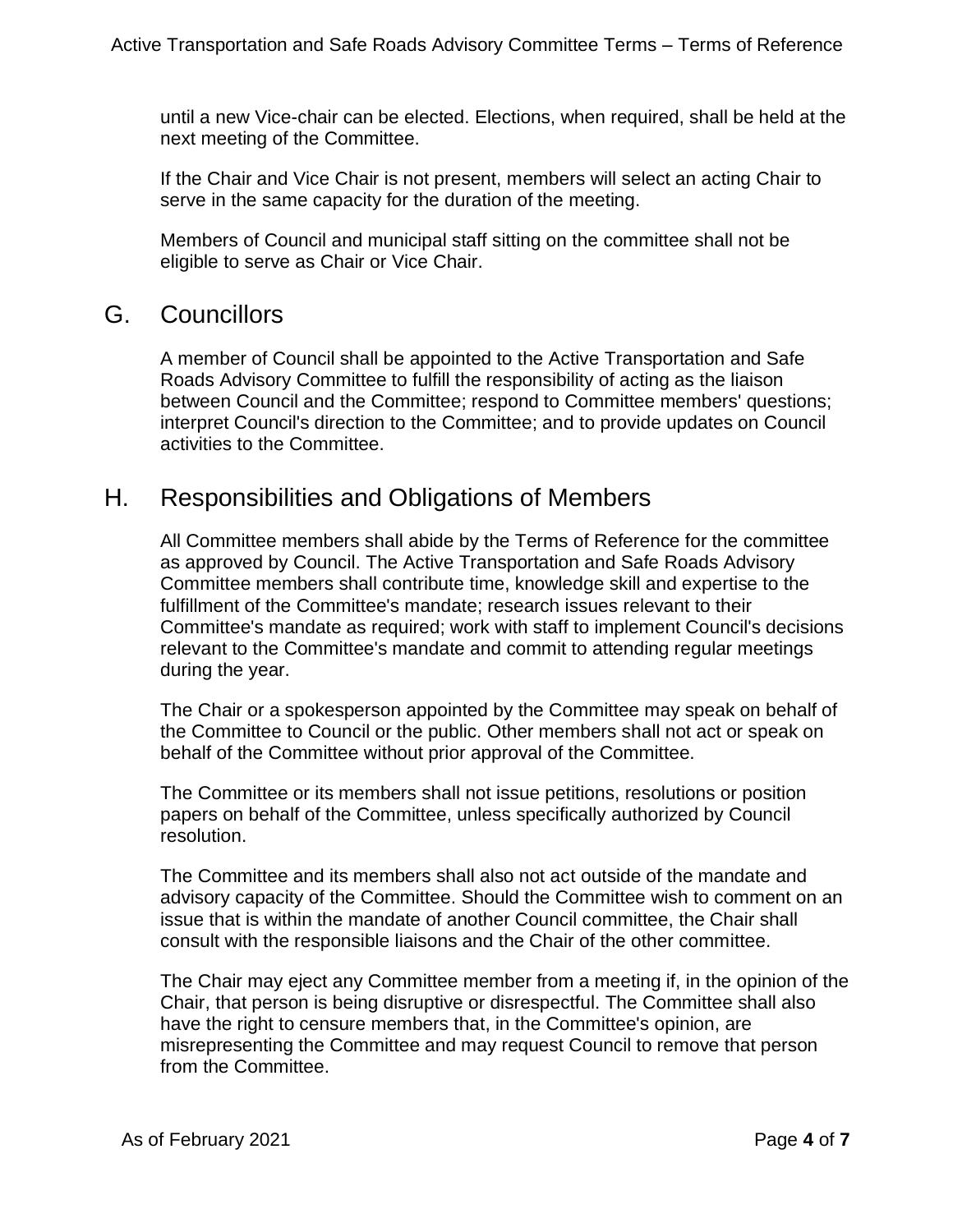until a new Vice-chair can be elected. Elections, when required, shall be held at the next meeting of the Committee.

If the Chair and Vice Chair is not present, members will select an acting Chair to serve in the same capacity for the duration of the meeting.

Members of Council and municipal staff sitting on the committee shall not be eligible to serve as Chair or Vice Chair.

## G. Councillors

A member of Council shall be appointed to the Active Transportation and Safe Roads Advisory Committee to fulfill the responsibility of acting as the liaison between Council and the Committee; respond to Committee members' questions; interpret Council's direction to the Committee; and to provide updates on Council activities to the Committee.

## H. Responsibilities and Obligations of Members

All Committee members shall abide by the Terms of Reference for the committee as approved by Council. The Active Transportation and Safe Roads Advisory Committee members shall contribute time, knowledge skill and expertise to the fulfillment of the Committee's mandate; research issues relevant to their Committee's mandate as required; work with staff to implement Council's decisions relevant to the Committee's mandate and commit to attending regular meetings during the year.

The Chair or a spokesperson appointed by the Committee may speak on behalf of the Committee to Council or the public. Other members shall not act or speak on behalf of the Committee without prior approval of the Committee.

The Committee or its members shall not issue petitions, resolutions or position papers on behalf of the Committee, unless specifically authorized by Council resolution.

The Committee and its members shall also not act outside of the mandate and advisory capacity of the Committee. Should the Committee wish to comment on an issue that is within the mandate of another Council committee, the Chair shall consult with the responsible liaisons and the Chair of the other committee.

The Chair may eject any Committee member from a meeting if, in the opinion of the Chair, that person is being disruptive or disrespectful. The Committee shall also have the right to censure members that, in the Committee's opinion, are misrepresenting the Committee and may request Council to remove that person from the Committee.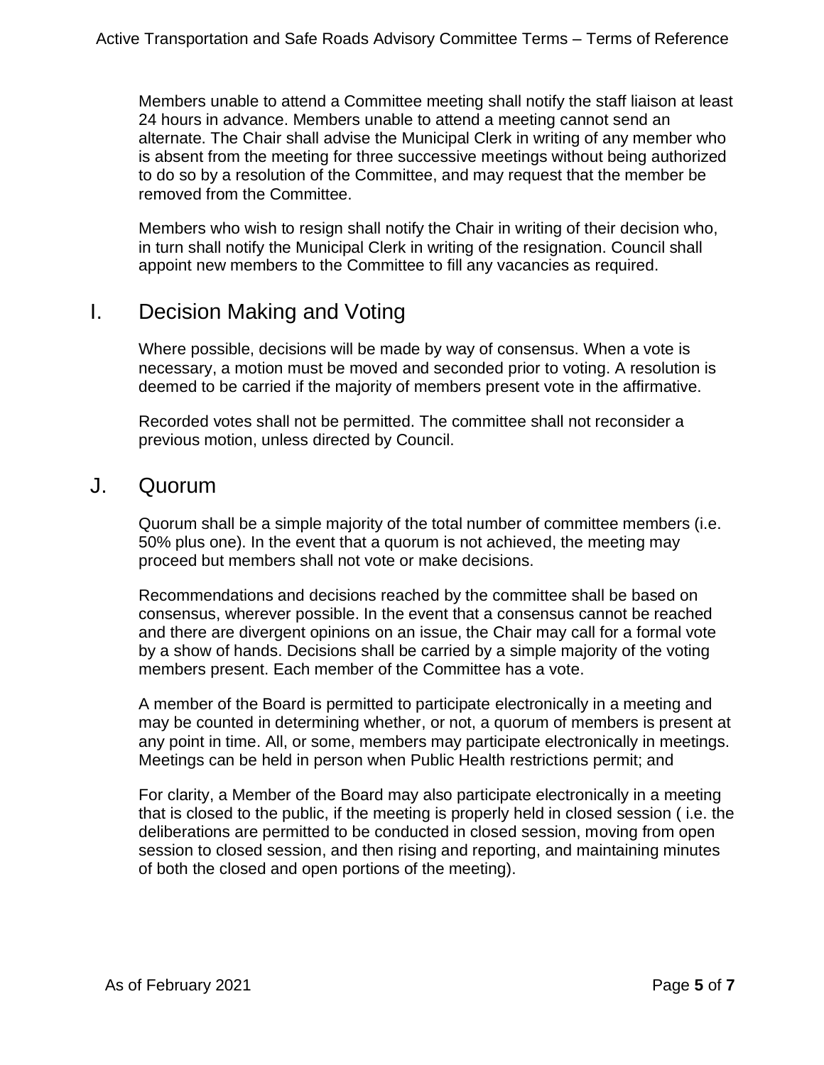Members unable to attend a Committee meeting shall notify the staff liaison at least 24 hours in advance. Members unable to attend a meeting cannot send an alternate. The Chair shall advise the Municipal Clerk in writing of any member who is absent from the meeting for three successive meetings without being authorized to do so by a resolution of the Committee, and may request that the member be removed from the Committee.

Members who wish to resign shall notify the Chair in writing of their decision who, in turn shall notify the Municipal Clerk in writing of the resignation. Council shall appoint new members to the Committee to fill any vacancies as required.

## I. Decision Making and Voting

Where possible, decisions will be made by way of consensus. When a vote is necessary, a motion must be moved and seconded prior to voting. A resolution is deemed to be carried if the majority of members present vote in the affirmative.

Recorded votes shall not be permitted. The committee shall not reconsider a previous motion, unless directed by Council.

## J. Quorum

Quorum shall be a simple majority of the total number of committee members (i.e. 50% plus one). In the event that a quorum is not achieved, the meeting may proceed but members shall not vote or make decisions.

Recommendations and decisions reached by the committee shall be based on consensus, wherever possible. In the event that a consensus cannot be reached and there are divergent opinions on an issue, the Chair may call for a formal vote by a show of hands. Decisions shall be carried by a simple majority of the voting members present. Each member of the Committee has a vote.

A member of the Board is permitted to participate electronically in a meeting and may be counted in determining whether, or not, a quorum of members is present at any point in time. All, or some, members may participate electronically in meetings. Meetings can be held in person when Public Health restrictions permit; and

For clarity, a Member of the Board may also participate electronically in a meeting that is closed to the public, if the meeting is properly held in closed session ( i.e. the deliberations are permitted to be conducted in closed session, moving from open session to closed session, and then rising and reporting, and maintaining minutes of both the closed and open portions of the meeting).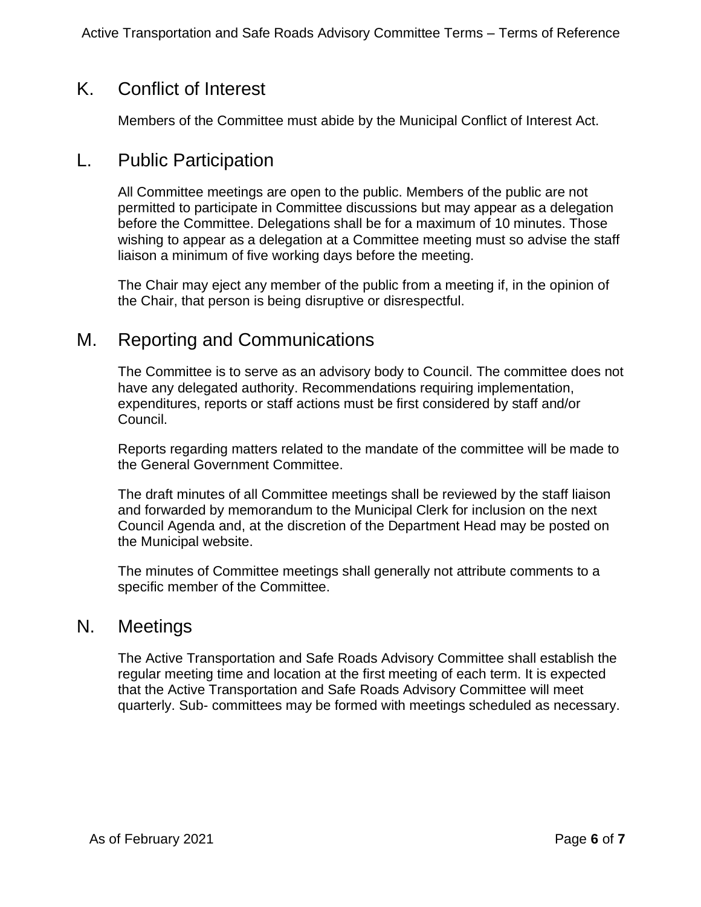## K. Conflict of Interest

Members of the Committee must abide by the Municipal Conflict of Interest Act.

## L. Public Participation

All Committee meetings are open to the public. Members of the public are not permitted to participate in Committee discussions but may appear as a delegation before the Committee. Delegations shall be for a maximum of 10 minutes. Those wishing to appear as a delegation at a Committee meeting must so advise the staff liaison a minimum of five working days before the meeting.

The Chair may eject any member of the public from a meeting if, in the opinion of the Chair, that person is being disruptive or disrespectful.

## M. Reporting and Communications

The Committee is to serve as an advisory body to Council. The committee does not have any delegated authority. Recommendations requiring implementation, expenditures, reports or staff actions must be first considered by staff and/or Council.

Reports regarding matters related to the mandate of the committee will be made to the General Government Committee.

The draft minutes of all Committee meetings shall be reviewed by the staff liaison and forwarded by memorandum to the Municipal Clerk for inclusion on the next Council Agenda and, at the discretion of the Department Head may be posted on the Municipal website.

The minutes of Committee meetings shall generally not attribute comments to a specific member of the Committee.

## N. Meetings

The Active Transportation and Safe Roads Advisory Committee shall establish the regular meeting time and location at the first meeting of each term. It is expected that the Active Transportation and Safe Roads Advisory Committee will meet quarterly. Sub- committees may be formed with meetings scheduled as necessary.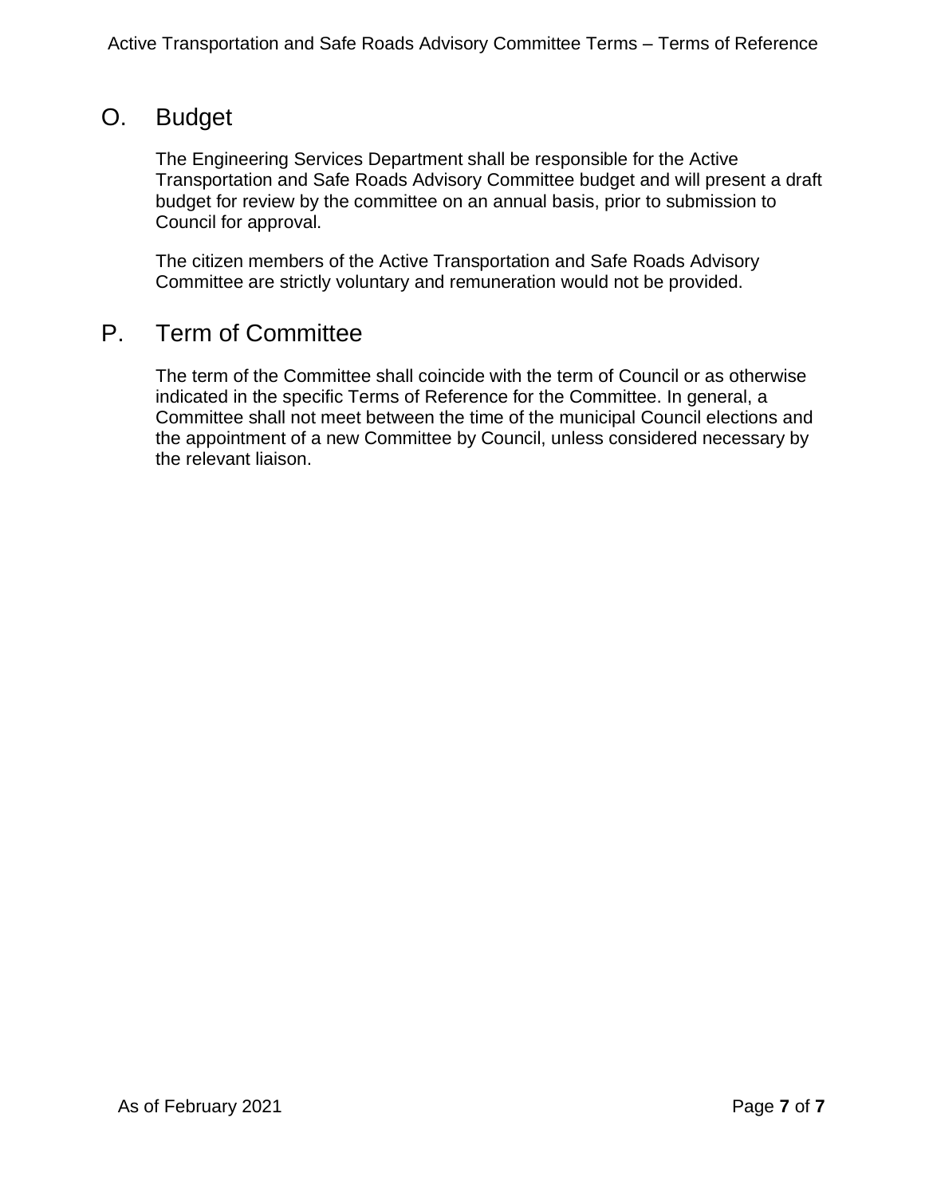## O. Budget

The Engineering Services Department shall be responsible for the Active Transportation and Safe Roads Advisory Committee budget and will present a draft budget for review by the committee on an annual basis, prior to submission to Council for approval.

The citizen members of the Active Transportation and Safe Roads Advisory Committee are strictly voluntary and remuneration would not be provided.

## P. Term of Committee

The term of the Committee shall coincide with the term of Council or as otherwise indicated in the specific Terms of Reference for the Committee. In general, a Committee shall not meet between the time of the municipal Council elections and the appointment of a new Committee by Council, unless considered necessary by the relevant liaison.